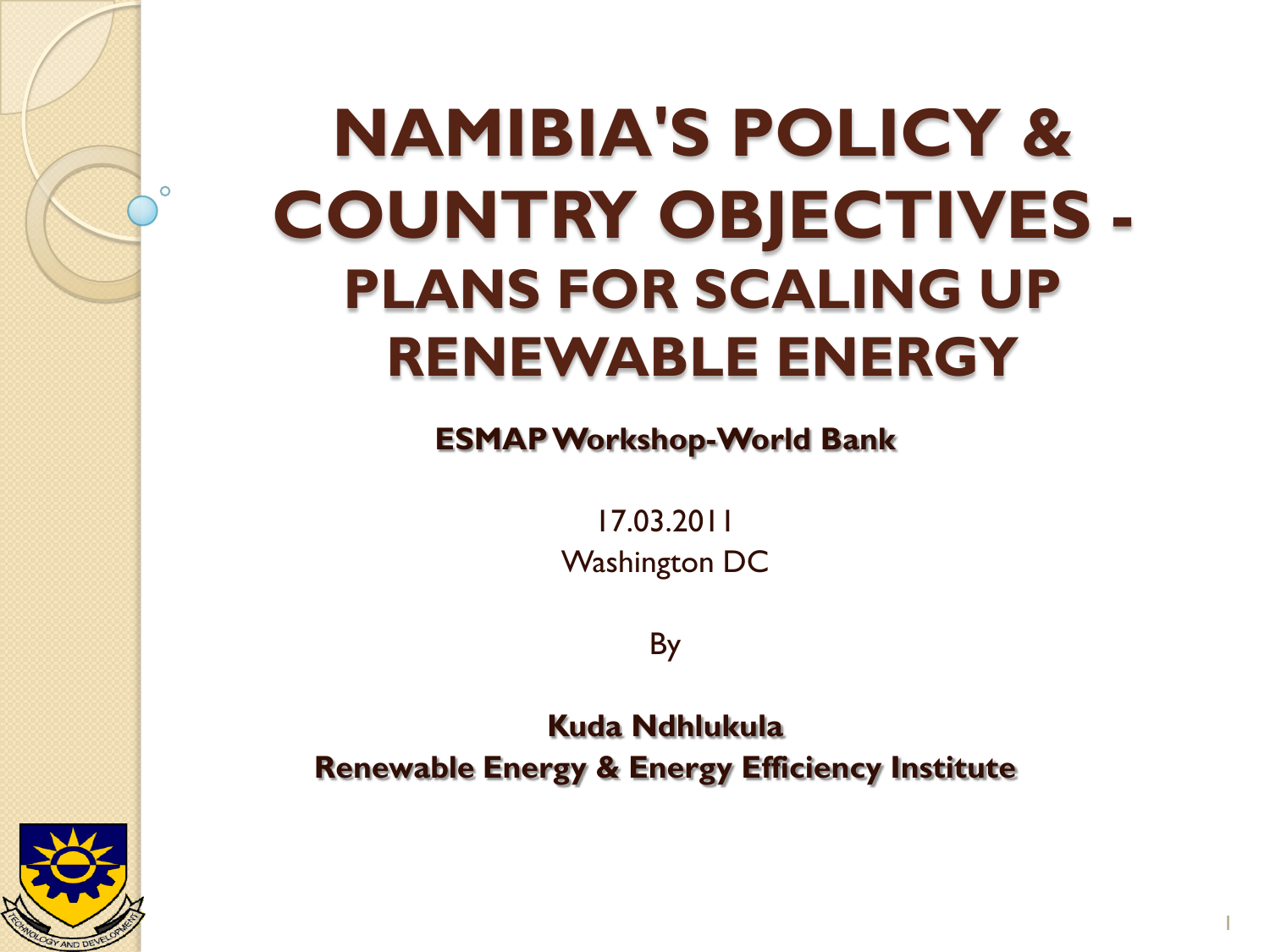# NAMIBIA'S POLICY & COUNTRY OBJECTIVES - PLANS FOR SCALING UP RENEWABLE ENERGY

**ESMAP Workshop-World Bank**

17.03.2011

Washington DC

By

**Kuda Ndhlukula**

**Renewable Energy & Energy Efficiency Institute**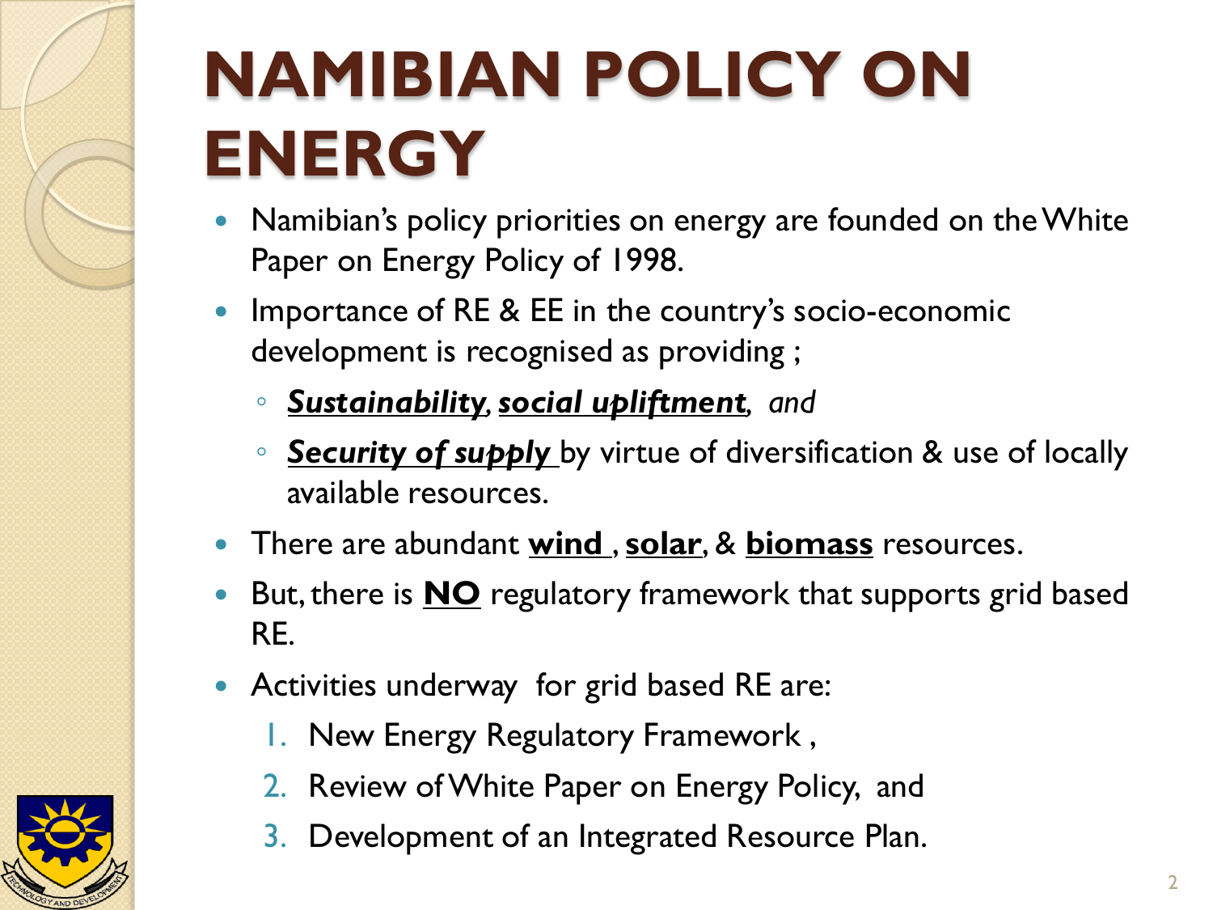# NAMIBIAN POLICY ON ENERGY

- Namibian's policy priorities on energy are founded on the White Paper on Energy Policy of 1998.
- Importance of RE & EE in the country's socio-economic development is recognised as providing ;
  - ***Sustainability***, ***social upliftment***, *and*
  - ***Security of supply*** by virtue of diversification & use of locally available resources.
- There are abundant **wind** , **solar**, & **biomass** resources.
- But, there is **NO** regulatory framework that supports grid based RE.
- Activities underway for grid based RE are:
  1. New Energy Regulatory Framework ,
  2. Review of White Paper on Energy Policy, and
  3. Development of an Integrated Resource Plan.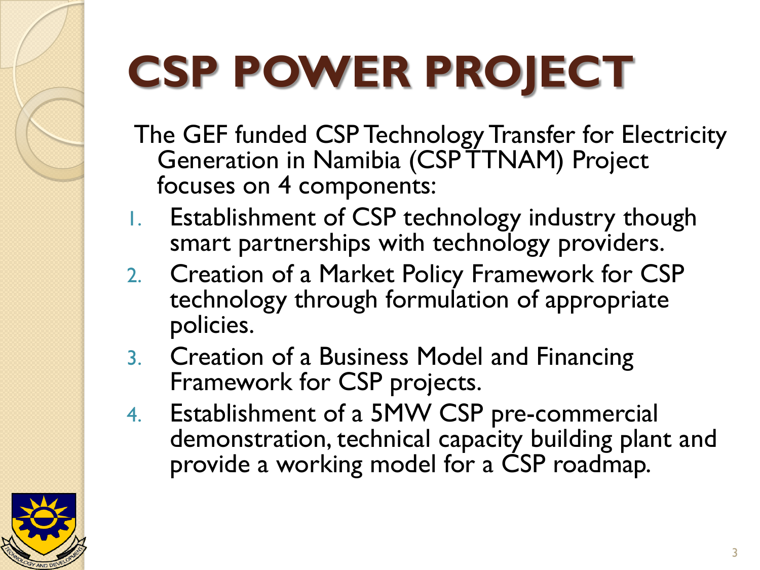# CSP POWER PROJECT

The GEF funded CSP Technology Transfer for Electricity Generation in Namibia (CSP TTNAM) Project focuses on 4 components:

1. Establishment of CSP technology industry though smart partnerships with technology providers.
2. Creation of a Market Policy Framework for CSP technology through formulation of appropriate policies.
3. Creation of a Business Model and Financing Framework for CSP projects.
4. Establishment of a 5MW CSP pre-commercial demonstration, technical capacity building plant and provide a working model for a CSP roadmap.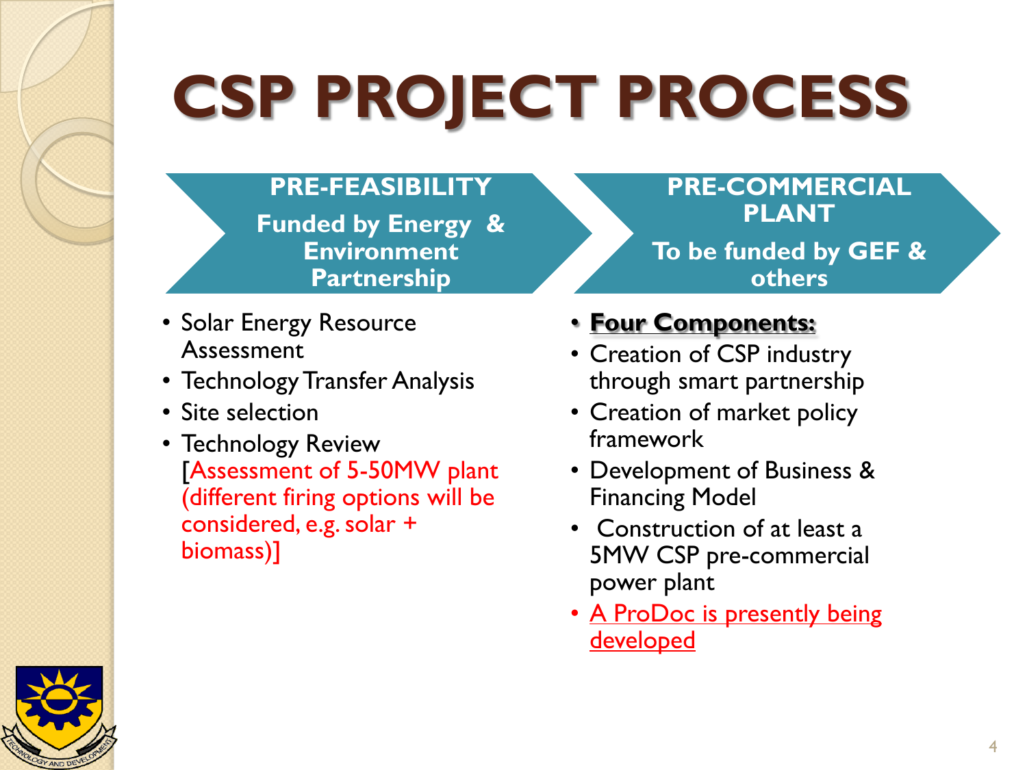# CSP PROJECT PROCESS

## PRE-FEASIBILITY

**Funded by Energy & Environment Partnership**

- Solar Energy Resource Assessment
- Technology Transfer Analysis
- Site selection
- Technology Review [Assessment of 5-50MW plant (different firing options will be considered, e.g. solar + biomass)]

## PRE-COMMERCIAL PLANT

**To be funded by GEF & others**

- **Four Components:**
- Creation of CSP industry through smart partnership
- Creation of market policy framework
- Development of Business & Financing Model
- Construction of at least a 5MW CSP pre-commercial power plant
- A ProDoc is presently being developed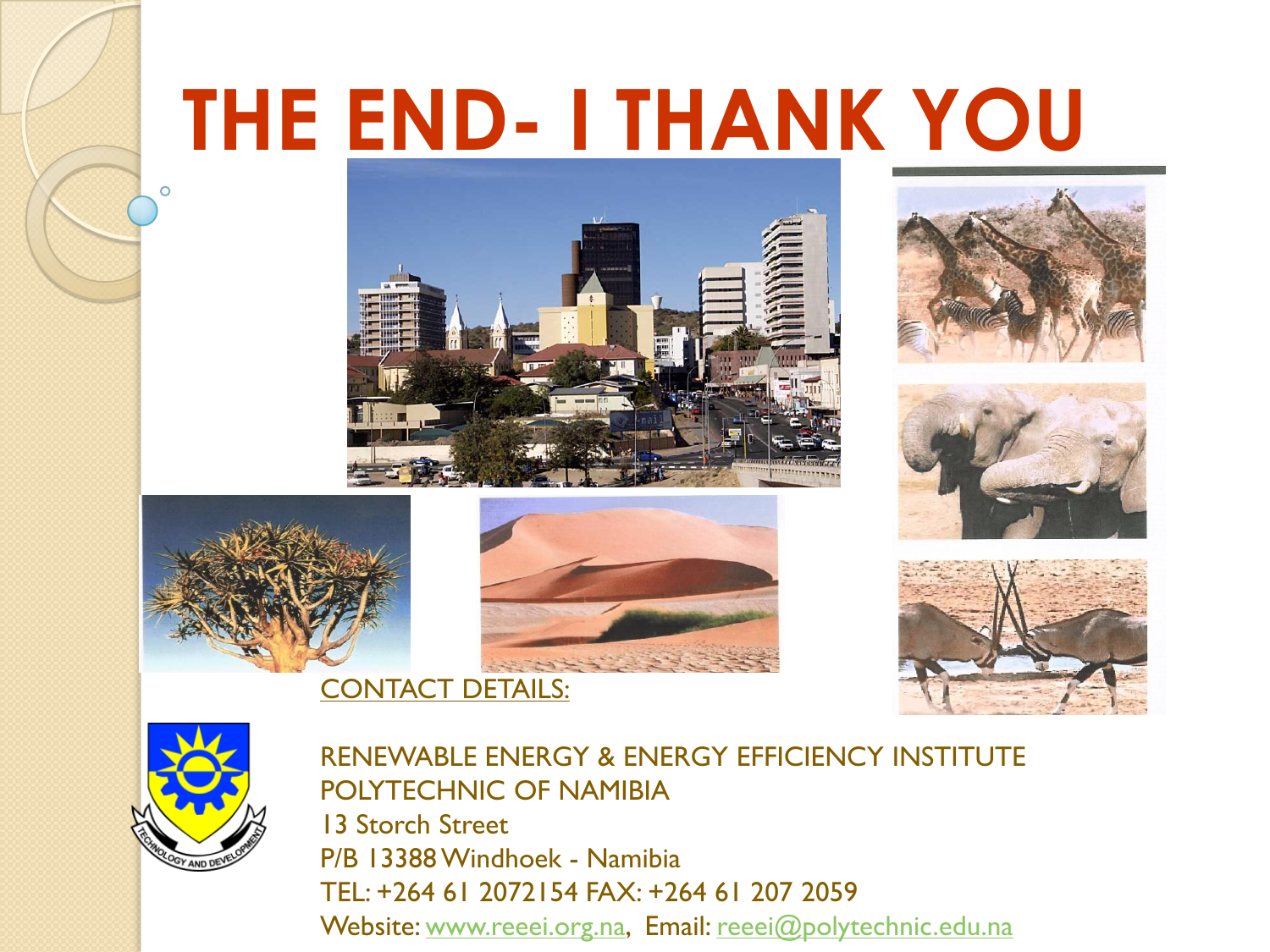# THE END- I THANK YOU

CONTACT DETAILS:

RENEWABLE ENERGY & ENERGY EFFICIENCY INSTITUTE
POLYTECHNIC OF NAMIBIA
13 Storch Street
P/B 13388 Windhoek - Namibia
TEL: +264 61 2072154 FAX: +264 61 207 2059
Website: www.reeei.org.na, Email: reeei@polytechnic.edu.na